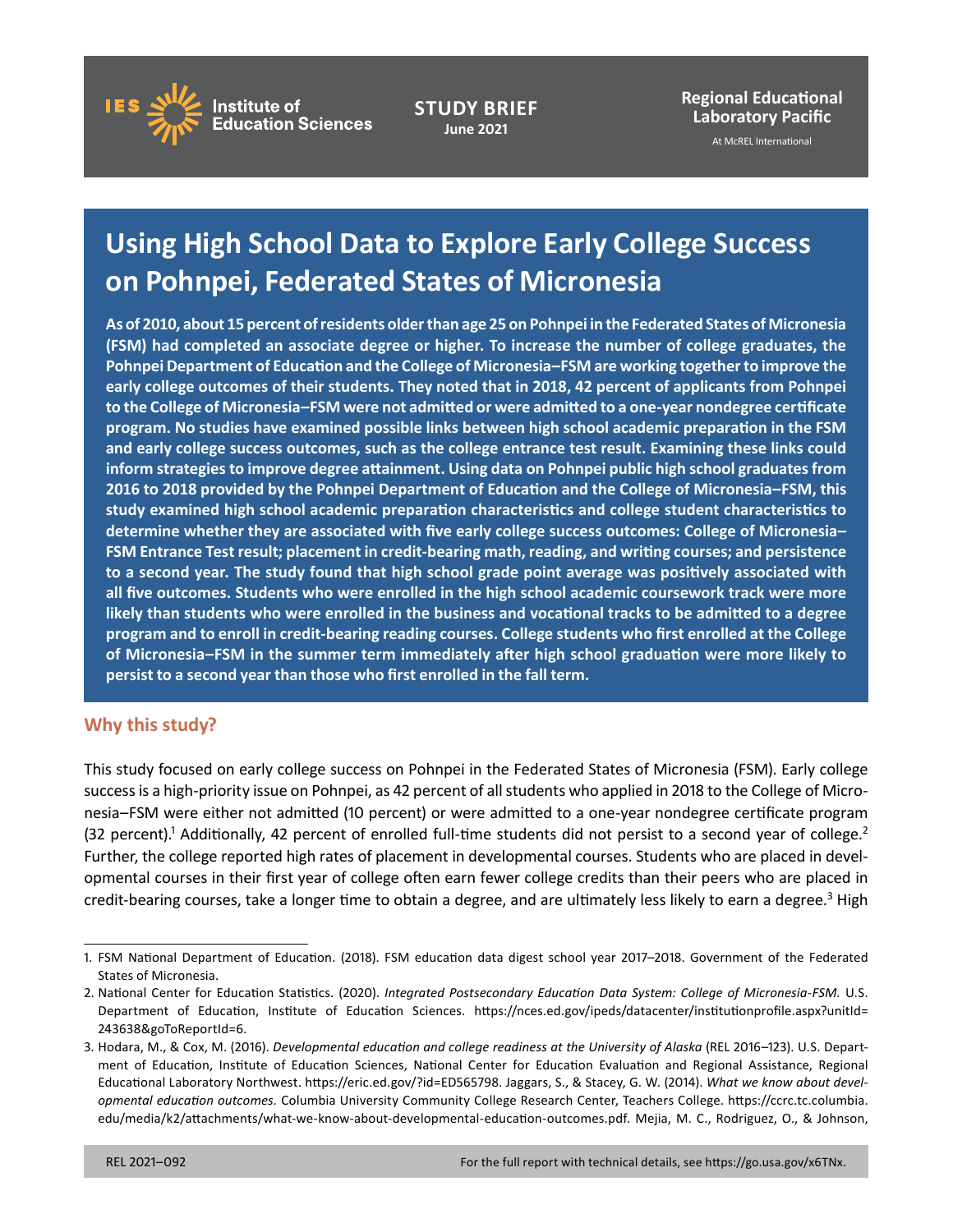STUDY BRIEF
June 2021

Regional Educational Laboratory Pacific
At McREL International

# Using High School Data to Explore Early College Success on Pohnpei, Federated States of Micronesia

**As of 2010, about 15 percent of residents older than age 25 on Pohnpei in the Federated States of Micronesia (FSM) had completed an associate degree or higher. To increase the number of college graduates, the Pohnpei Department of Education and the College of Micronesia–FSM are working together to improve the early college outcomes of their students. They noted that in 2018, 42 percent of applicants from Pohnpei to the College of Micronesia–FSM were not admitted or were admitted to a one-year nondegree certificate program. No studies have examined possible links between high school academic preparation in the FSM and early college success outcomes, such as the college entrance test result. Examining these links could inform strategies to improve degree attainment. Using data on Pohnpei public high school graduates from 2016 to 2018 provided by the Pohnpei Department of Education and the College of Micronesia–FSM, this study examined high school academic preparation characteristics and college student characteristics to determine whether they are associated with five early college success outcomes: College of Micronesia–FSM Entrance Test result; placement in credit-bearing math, reading, and writing courses; and persistence to a second year. The study found that high school grade point average was positively associated with all five outcomes. Students who were enrolled in the high school academic coursework track were more likely than students who were enrolled in the business and vocational tracks to be admitted to a degree program and to enroll in credit-bearing reading courses. College students who first enrolled at the College of Micronesia–FSM in the summer term immediately after high school graduation were more likely to persist to a second year than those who first enrolled in the fall term.**

## Why this study?

This study focused on early college success on Pohnpei in the Federated States of Micronesia (FSM). Early college success is a high-priority issue on Pohnpei, as 42 percent of all students who applied in 2018 to the College of Micronesia–FSM were either not admitted (10 percent) or were admitted to a one-year nondegree certificate program (32 percent).[1] Additionally, 42 percent of enrolled full-time students did not persist to a second year of college.[2] Further, the college reported high rates of placement in developmental courses. Students who are placed in developmental courses in their first year of college often earn fewer college credits than their peers who are placed in credit-bearing courses, take a longer time to obtain a degree, and are ultimately less likely to earn a degree.[3] High

1. FSM National Department of Education. (2018). FSM education data digest school year 2017–2018. Government of the Federated States of Micronesia.

2. National Center for Education Statistics. (2020). *Integrated Postsecondary Education Data System: College of Micronesia-FSM.* U.S. Department of Education, Institute of Education Sciences. https://nces.ed.gov/ipeds/datacenter/institutionprofile.aspx?unitId=243638&goToReportId=6.

3. Hodara, M., & Cox, M. (2016). *Developmental education and college readiness at the University of Alaska* (REL 2016–123). U.S. Department of Education, Institute of Education Sciences, National Center for Education Evaluation and Regional Assistance, Regional Educational Laboratory Northwest. https://eric.ed.gov/?id=ED565798. Jaggars, S., & Stacey, G. W. (2014). *What we know about developmental education outcomes.* Columbia University Community College Research Center, Teachers College. https://ccrc.tc.columbia.edu/media/k2/attachments/what-we-know-about-developmental-education-outcomes.pdf. Mejia, M. C., Rodriguez, O., & Johnson,

REL 2021–092 For the full report with technical details, see https://go.usa.gov/x6TNx.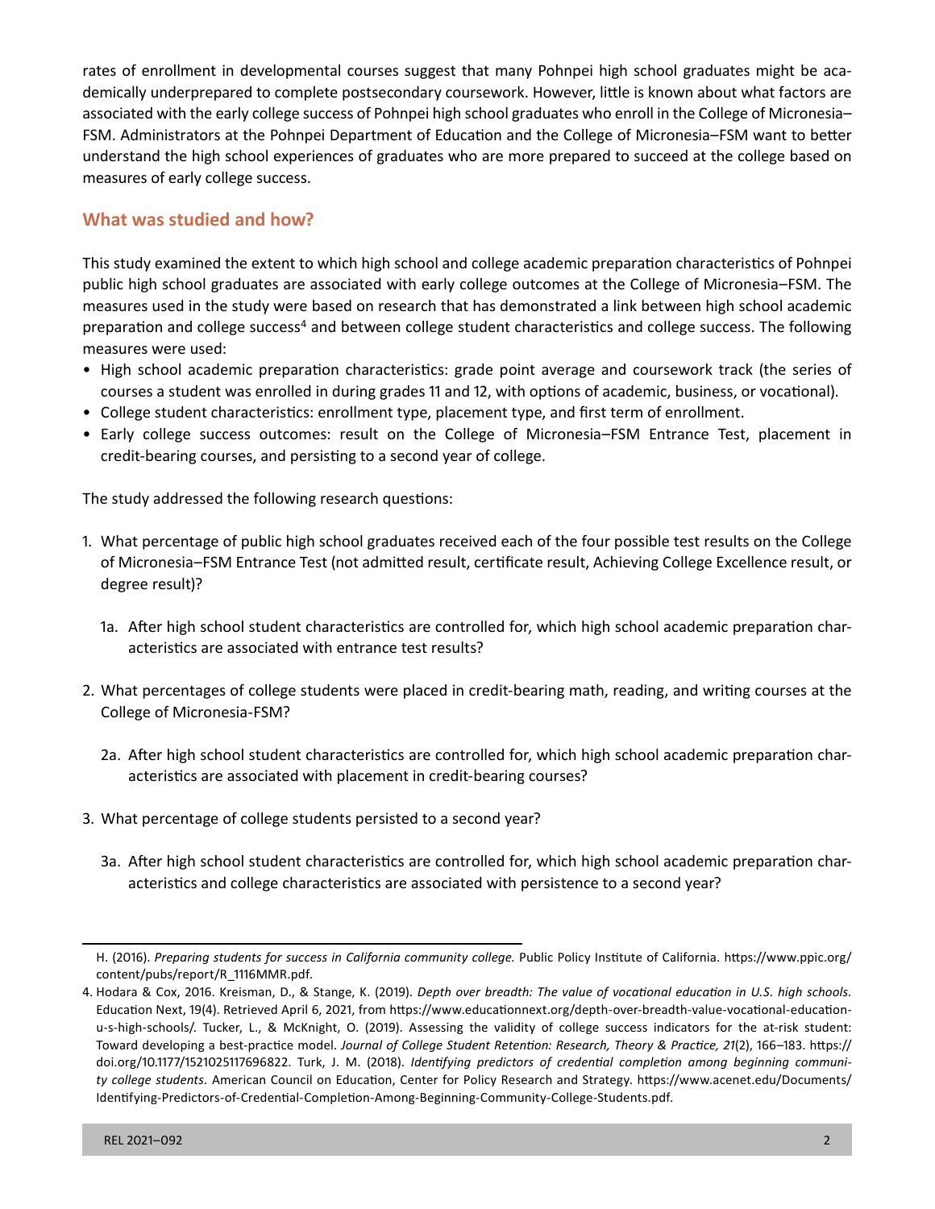rates of enrollment in developmental courses suggest that many Pohnpei high school graduates might be academically underprepared to complete postsecondary coursework. However, little is known about what factors are associated with the early college success of Pohnpei high school graduates who enroll in the College of Micronesia–FSM. Administrators at the Pohnpei Department of Education and the College of Micronesia–FSM want to better understand the high school experiences of graduates who are more prepared to succeed at the college based on measures of early college success.

## What was studied and how?

This study examined the extent to which high school and college academic preparation characteristics of Pohnpei public high school graduates are associated with early college outcomes at the College of Micronesia–FSM. The measures used in the study were based on research that has demonstrated a link between high school academic preparation and college success[4] and between college student characteristics and college success. The following measures were used:

- High school academic preparation characteristics: grade point average and coursework track (the series of courses a student was enrolled in during grades 11 and 12, with options of academic, business, or vocational).
- College student characteristics: enrollment type, placement type, and first term of enrollment.
- Early college success outcomes: result on the College of Micronesia–FSM Entrance Test, placement in credit-bearing courses, and persisting to a second year of college.

The study addressed the following research questions:

1. What percentage of public high school graduates received each of the four possible test results on the College of Micronesia–FSM Entrance Test (not admitted result, certificate result, Achieving College Excellence result, or degree result)?

   1a. After high school student characteristics are controlled for, which high school academic preparation characteristics are associated with entrance test results?

2. What percentages of college students were placed in credit-bearing math, reading, and writing courses at the College of Micronesia-FSM?

   2a. After high school student characteristics are controlled for, which high school academic preparation characteristics are associated with placement in credit-bearing courses?

3. What percentage of college students persisted to a second year?

   3a. After high school student characteristics are controlled for, which high school academic preparation characteristics and college characteristics are associated with persistence to a second year?

---

H. (2016). *Preparing students for success in California community college.* Public Policy Institute of California. https://www.ppic.org/content/pubs/report/R_1116MMR.pdf.

4. Hodara & Cox, 2016. Kreisman, D., & Stange, K. (2019). *Depth over breadth: The value of vocational education in U.S. high schools*. Education Next, 19(4). Retrieved April 6, 2021, from https://www.educationnext.org/depth-over-breadth-value-vocational-education-u-s-high-schools/. Tucker, L., & McKnight, O. (2019). Assessing the validity of college success indicators for the at-risk student: Toward developing a best-practice model. *Journal of College Student Retention: Research, Theory & Practice, 21*(2), 166–183. https://doi.org/10.1177/1521025117696822. Turk, J. M. (2018). *Identifying predictors of credential completion among beginning community college students.* American Council on Education, Center for Policy Research and Strategy. https://www.acenet.edu/Documents/Identifying-Predictors-of-Credential-Completion-Among-Beginning-Community-College-Students.pdf.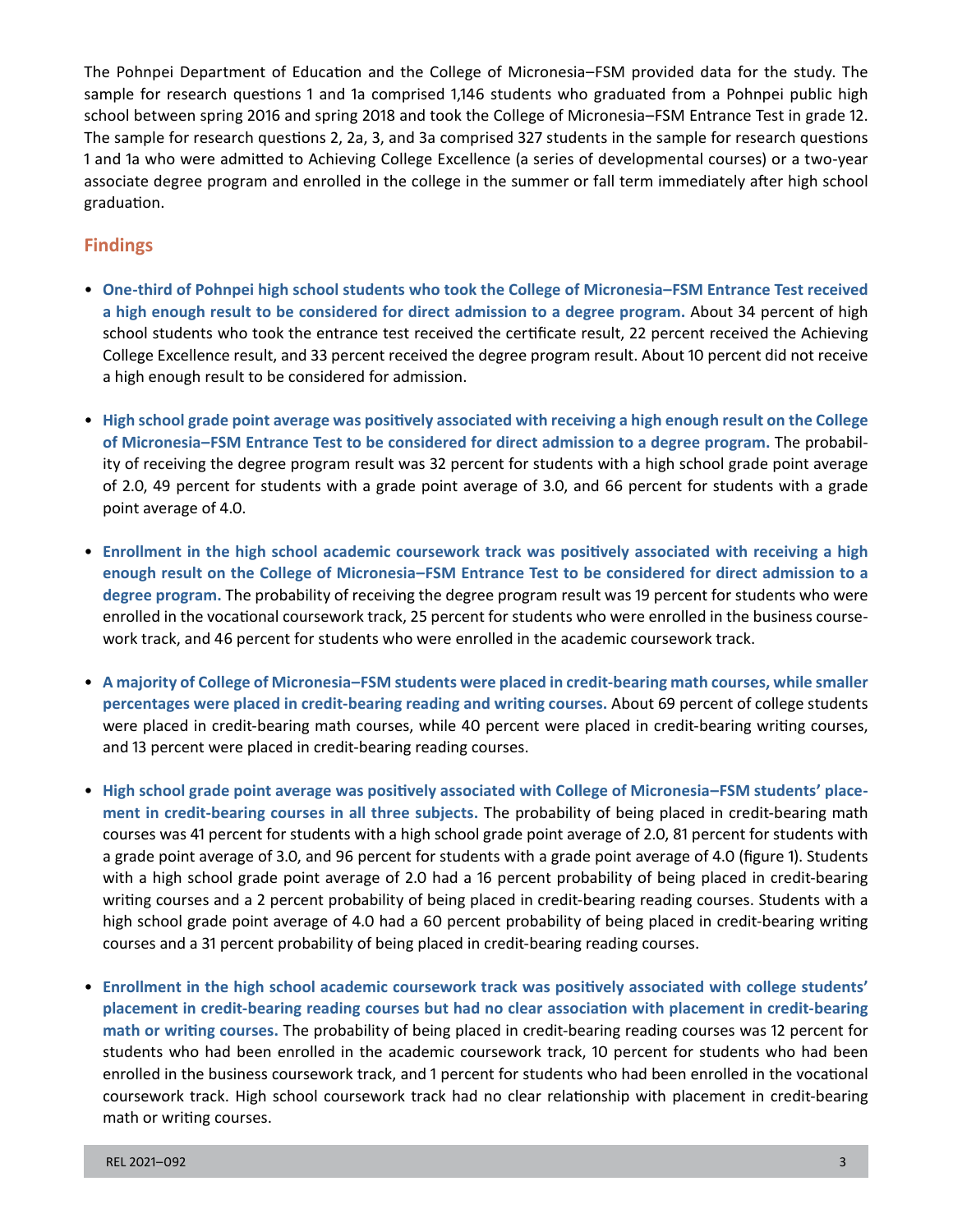The Pohnpei Department of Education and the College of Micronesia–FSM provided data for the study. The sample for research questions 1 and 1a comprised 1,146 students who graduated from a Pohnpei public high school between spring 2016 and spring 2018 and took the College of Micronesia–FSM Entrance Test in grade 12. The sample for research questions 2, 2a, 3, and 3a comprised 327 students in the sample for research questions 1 and 1a who were admitted to Achieving College Excellence (a series of developmental courses) or a two-year associate degree program and enrolled in the college in the summer or fall term immediately after high school graduation.

## Findings

- **One-third of Pohnpei high school students who took the College of Micronesia–FSM Entrance Test received a high enough result to be considered for direct admission to a degree program.** About 34 percent of high school students who took the entrance test received the certificate result, 22 percent received the Achieving College Excellence result, and 33 percent received the degree program result. About 10 percent did not receive a high enough result to be considered for admission.
- **High school grade point average was positively associated with receiving a high enough result on the College of Micronesia–FSM Entrance Test to be considered for direct admission to a degree program.** The probability of receiving the degree program result was 32 percent for students with a high school grade point average of 2.0, 49 percent for students with a grade point average of 3.0, and 66 percent for students with a grade point average of 4.0.
- **Enrollment in the high school academic coursework track was positively associated with receiving a high enough result on the College of Micronesia–FSM Entrance Test to be considered for direct admission to a degree program.** The probability of receiving the degree program result was 19 percent for students who were enrolled in the vocational coursework track, 25 percent for students who were enrolled in the business coursework track, and 46 percent for students who were enrolled in the academic coursework track.
- **A majority of College of Micronesia–FSM students were placed in credit-bearing math courses, while smaller percentages were placed in credit-bearing reading and writing courses.** About 69 percent of college students were placed in credit-bearing math courses, while 40 percent were placed in credit-bearing writing courses, and 13 percent were placed in credit-bearing reading courses.
- **High school grade point average was positively associated with College of Micronesia–FSM students' placement in credit-bearing courses in all three subjects.** The probability of being placed in credit-bearing math courses was 41 percent for students with a high school grade point average of 2.0, 81 percent for students with a grade point average of 3.0, and 96 percent for students with a grade point average of 4.0 (figure 1). Students with a high school grade point average of 2.0 had a 16 percent probability of being placed in credit-bearing writing courses and a 2 percent probability of being placed in credit-bearing reading courses. Students with a high school grade point average of 4.0 had a 60 percent probability of being placed in credit-bearing writing courses and a 31 percent probability of being placed in credit-bearing reading courses.
- **Enrollment in the high school academic coursework track was positively associated with college students' placement in credit-bearing reading courses but had no clear association with placement in credit-bearing math or writing courses.** The probability of being placed in credit-bearing reading courses was 12 percent for students who had been enrolled in the academic coursework track, 10 percent for students who had been enrolled in the business coursework track, and 1 percent for students who had been enrolled in the vocational coursework track. High school coursework track had no clear relationship with placement in credit-bearing math or writing courses.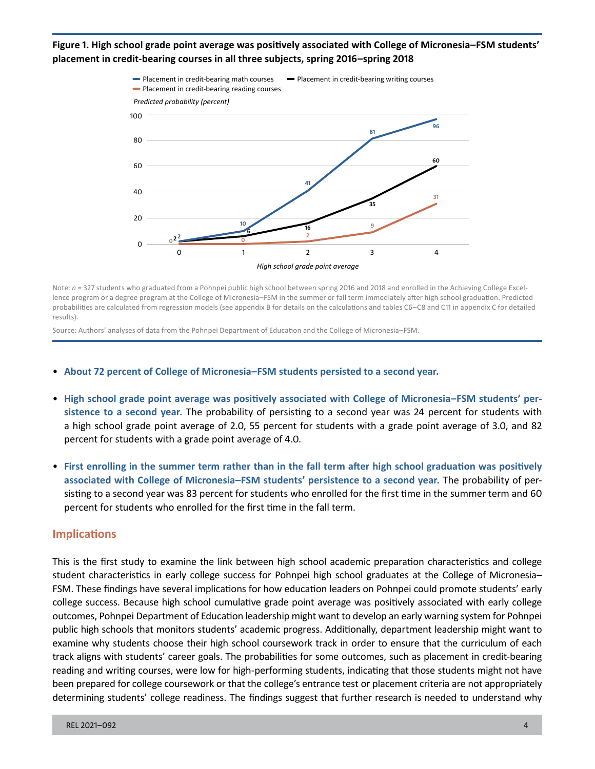**Figure 1. High school grade point average was positively associated with College of Micronesia–FSM students' placement in credit-bearing courses in all three subjects, spring 2016–spring 2018**

| High school grade point average | Placement in credit-bearing math courses | Placement in credit-bearing writing courses | Placement in credit-bearing reading courses |
|---|---|---|---|
| 0 | 2 | 2 | 0 |
| 1 | 10 | 6 | 0 |
| 2 | 41 | 16 | 2 |
| 3 | 81 | 35 | 9 |
| 4 | 96 | 60 | 31 |

*Predicted probability (percent)*

Note: *n* = 327 students who graduated from a Pohnpei public high school between spring 2016 and 2018 and enrolled in the Achieving College Excellence program or a degree program at the College of Micronesia–FSM in the summer or fall term immediately after high school graduation. Predicted probabilities are calculated from regression models (see appendix B for details on the calculations and tables C6–C8 and C11 in appendix C for detailed results).

Source: Authors' analyses of data from the Pohnpei Department of Education and the College of Micronesia–FSM.

- **About 72 percent of College of Micronesia–FSM students persisted to a second year.**
- **High school grade point average was positively associated with College of Micronesia–FSM students' persistence to a second year.** The probability of persisting to a second year was 24 percent for students with a high school grade point average of 2.0, 55 percent for students with a grade point average of 3.0, and 82 percent for students with a grade point average of 4.0.
- **First enrolling in the summer term rather than in the fall term after high school graduation was positively associated with College of Micronesia–FSM students' persistence to a second year.** The probability of persisting to a second year was 83 percent for students who enrolled for the first time in the summer term and 60 percent for students who enrolled for the first time in the fall term.

## Implications

This is the first study to examine the link between high school academic preparation characteristics and college student characteristics in early college success for Pohnpei high school graduates at the College of Micronesia–FSM. These findings have several implications for how education leaders on Pohnpei could promote students' early college success. Because high school cumulative grade point average was positively associated with early college outcomes, Pohnpei Department of Education leadership might want to develop an early warning system for Pohnpei public high schools that monitors students' academic progress. Additionally, department leadership might want to examine why students choose their high school coursework track in order to ensure that the curriculum of each track aligns with students' career goals. The probabilities for some outcomes, such as placement in credit-bearing reading and writing courses, were low for high-performing students, indicating that those students might not have been prepared for college coursework or that the college's entrance test or placement criteria are not appropriately determining students' college readiness. The findings suggest that further research is needed to understand why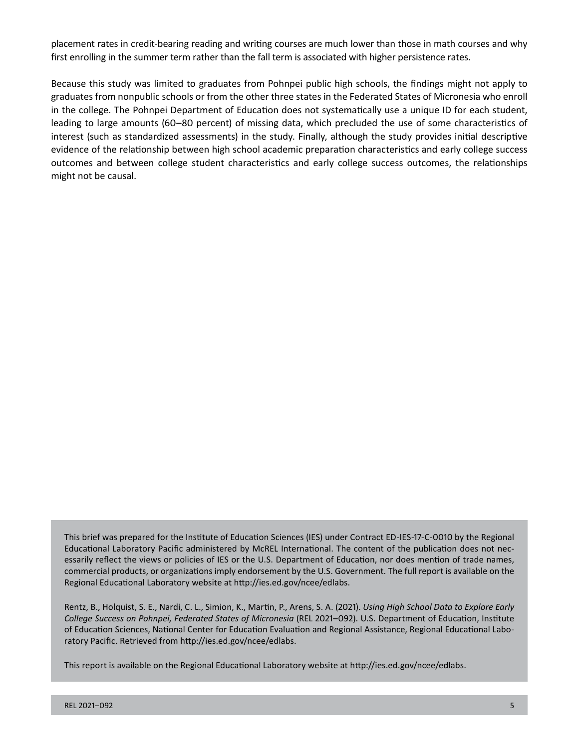placement rates in credit-bearing reading and writing courses are much lower than those in math courses and why first enrolling in the summer term rather than the fall term is associated with higher persistence rates.

Because this study was limited to graduates from Pohnpei public high schools, the findings might not apply to graduates from nonpublic schools or from the other three states in the Federated States of Micronesia who enroll in the college. The Pohnpei Department of Education does not systematically use a unique ID for each student, leading to large amounts (60–80 percent) of missing data, which precluded the use of some characteristics of interest (such as standardized assessments) in the study. Finally, although the study provides initial descriptive evidence of the relationship between high school academic preparation characteristics and early college success outcomes and between college student characteristics and early college success outcomes, the relationships might not be causal.

This brief was prepared for the Institute of Education Sciences (IES) under Contract ED-IES-17-C-0010 by the Regional Educational Laboratory Pacific administered by McREL International. The content of the publication does not necessarily reflect the views or policies of IES or the U.S. Department of Education, nor does mention of trade names, commercial products, or organizations imply endorsement by the U.S. Government. The full report is available on the Regional Educational Laboratory website at http://ies.ed.gov/ncee/edlabs.

Rentz, B., Holquist, S. E., Nardi, C. L., Simion, K., Martin, P., Arens, S. A. (2021). *Using High School Data to Explore Early College Success on Pohnpei, Federated States of Micronesia* (REL 2021–092). U.S. Department of Education, Institute of Education Sciences, National Center for Education Evaluation and Regional Assistance, Regional Educational Laboratory Pacific. Retrieved from http://ies.ed.gov/ncee/edlabs.

This report is available on the Regional Educational Laboratory website at http://ies.ed.gov/ncee/edlabs.